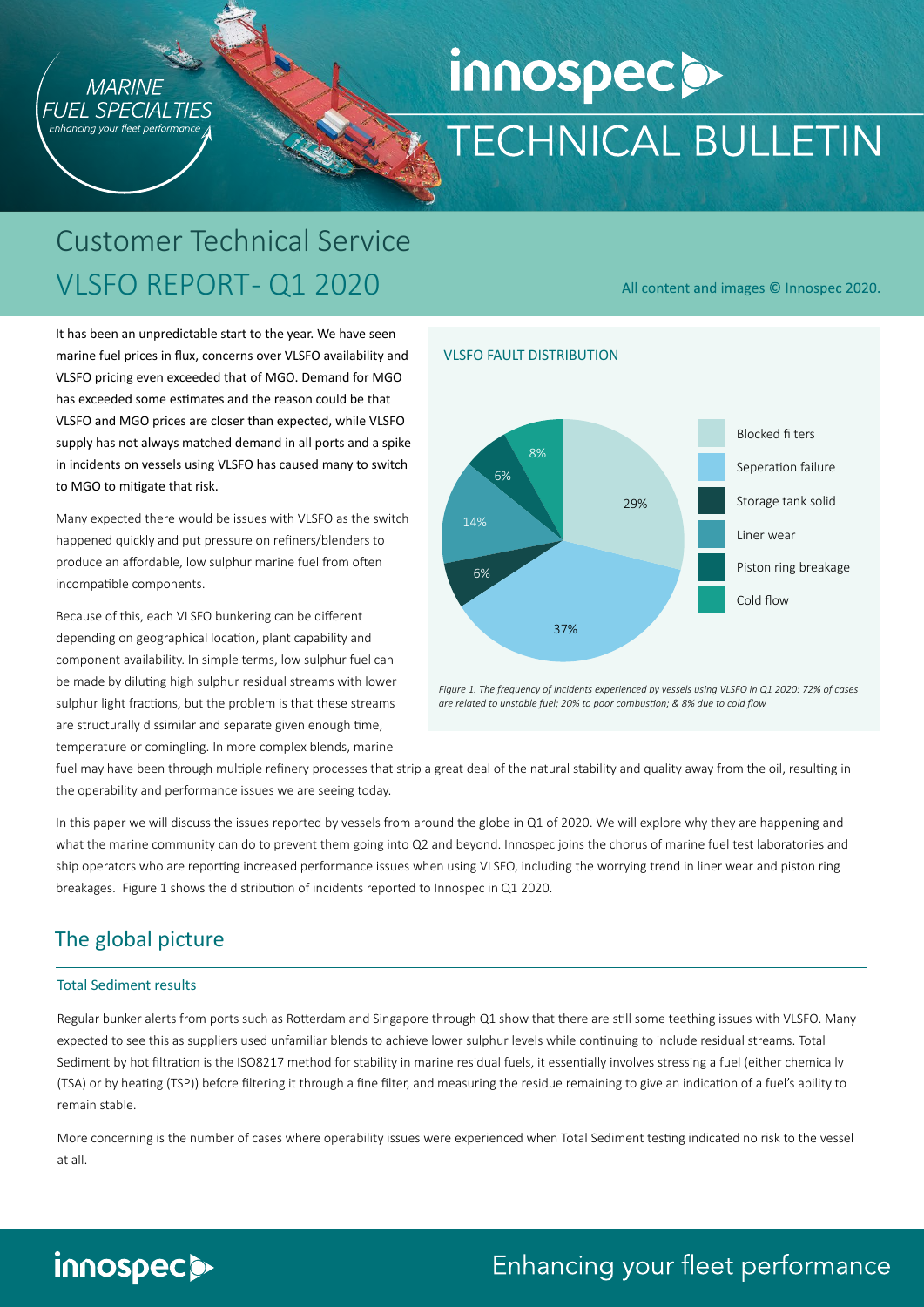MARINE FUEL SPECIALTIES
*Enhancing your fleet performance*

# innospec TECHNICAL BULLETIN

## Customer Technical Service
## VLSFO REPORT- Q1 2020

All content and images © Innospec 2020.

It has been an unpredictable start to the year. We have seen marine fuel prices in flux, concerns over VLSFO availability and VLSFO pricing even exceeded that of MGO. Demand for MGO has exceeded some estimates and the reason could be that VLSFO and MGO prices are closer than expected, while VLSFO supply has not always matched demand in all ports and a spike in incidents on vessels using VLSFO has caused many to switch to MGO to mitigate that risk.

Many expected there would be issues with VLSFO as the switch happened quickly and put pressure on refiners/blenders to produce an affordable, low sulphur marine fuel from often incompatible components.

Because of this, each VLSFO bunkering can be different depending on geographical location, plant capability and component availability. In simple terms, low sulphur fuel can be made by diluting high sulphur residual streams with lower sulphur light fractions, but the problem is that these streams are structurally dissimilar and separate given enough time, temperature or comingling. In more complex blends, marine fuel may have been through multiple refinery processes that strip a great deal of the natural stability and quality away from the oil, resulting in the operability and performance issues we are seeing today.

VLSFO FAULT DISTRIBUTION

| Fault | Share |
|---|---|
| Blocked filters | 29% |
| Seperation failure | 37% |
| Storage tank solid | 6% |
| Liner wear | 14% |
| Piston ring breakage | 6% |
| Cold flow | 8% |

*Figure 1. The frequency of incidents experienced by vessels using VLSFO in Q1 2020: 72% of cases are related to unstable fuel; 20% to poor combustion; & 8% due to cold flow*

In this paper we will discuss the issues reported by vessels from around the globe in Q1 of 2020. We will explore why they are happening and what the marine community can do to prevent them going into Q2 and beyond. Innospec joins the chorus of marine fuel test laboratories and ship operators who are reporting increased performance issues when using VLSFO, including the worrying trend in liner wear and piston ring breakages. Figure 1 shows the distribution of incidents reported to Innospec in Q1 2020.

## The global picture

### Total Sediment results

Regular bunker alerts from ports such as Rotterdam and Singapore through Q1 show that there are still some teething issues with VLSFO. Many expected to see this as suppliers used unfamiliar blends to achieve lower sulphur levels while continuing to include residual streams. Total Sediment by hot filtration is the ISO8217 method for stability in marine residual fuels, it essentially involves stressing a fuel (either chemically (TSA) or by heating (TSP)) before filtering it through a fine filter, and measuring the residue remaining to give an indication of a fuel's ability to remain stable.

More concerning is the number of cases where operability issues were experienced when Total Sediment testing indicated no risk to the vessel at all.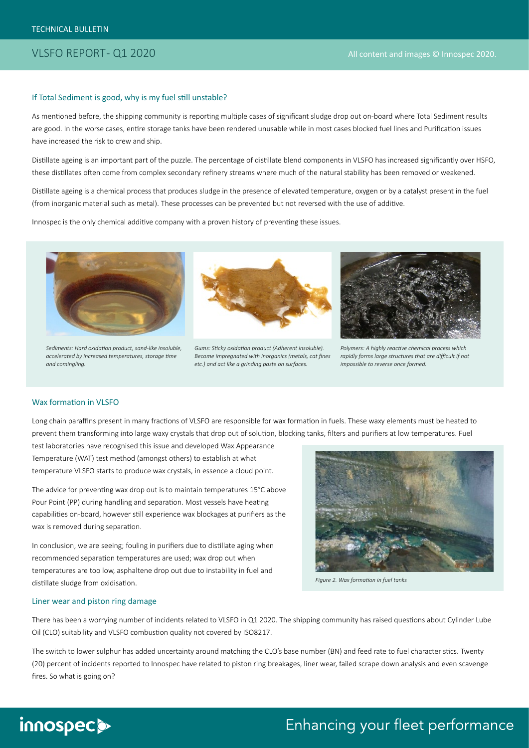## If Total Sediment is good, why is my fuel still unstable?

As mentioned before, the shipping community is reporting multiple cases of significant sludge drop out on-board where Total Sediment results are good. In the worse cases, entire storage tanks have been rendered unusable while in most cases blocked fuel lines and Purification issues have increased the risk to crew and ship.

Distillate ageing is an important part of the puzzle. The percentage of distillate blend components in VLSFO has increased significantly over HSFO, these distillates often come from complex secondary refinery streams where much of the natural stability has been removed or weakened.

Distillate ageing is a chemical process that produces sludge in the presence of elevated temperature, oxygen or by a catalyst present in the fuel (from inorganic material such as metal). These processes can be prevented but not reversed with the use of additive.

Innospec is the only chemical additive company with a proven history of preventing these issues.

*Sediments: Hard oxidation product, sand-like insoluble, accelerated by increased temperatures, storage time and comingling.*

*Gums: Sticky oxidation product (Adherent insoluble). Become impregnated with inorganics (metals, cat fines etc.) and act like a grinding paste on surfaces.*

*Polymers: A highly reactive chemical process which rapidly forms large structures that are difficult if not impossible to reverse once formed.*

## Wax formation in VLSFO

Long chain paraffins present in many fractions of VLSFO are responsible for wax formation in fuels. These waxy elements must be heated to prevent them transforming into large waxy crystals that drop out of solution, blocking tanks, filters and purifiers at low temperatures. Fuel test laboratories have recognised this issue and developed Wax Appearance Temperature (WAT) test method (amongst others) to establish at what temperature VLSFO starts to produce wax crystals, in essence a cloud point.

The advice for preventing wax drop out is to maintain temperatures 15°C above Pour Point (PP) during handling and separation. Most vessels have heating capabilities on-board, however still experience wax blockages at purifiers as the wax is removed during separation.

In conclusion, we are seeing; fouling in purifiers due to distillate aging when recommended separation temperatures are used; wax drop out when temperatures are too low, asphaltene drop out due to instability in fuel and distillate sludge from oxidisation.

*Figure 2. Wax formation in fuel tanks*

## Liner wear and piston ring damage

There has been a worrying number of incidents related to VLSFO in Q1 2020. The shipping community has raised questions about Cylinder Lube Oil (CLO) suitability and VLSFO combustion quality not covered by ISO8217.

The switch to lower sulphur has added uncertainty around matching the CLO's base number (BN) and feed rate to fuel characteristics. Twenty (20) percent of incidents reported to Innospec have related to piston ring breakages, liner wear, failed scrape down analysis and even scavenge fires. So what is going on?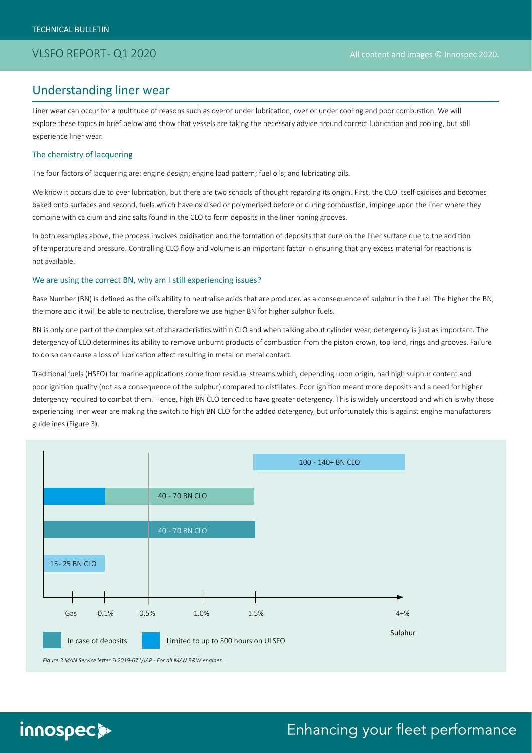## Understanding liner wear

Liner wear can occur for a multitude of reasons such as overor under lubrication, over or under cooling and poor combustion. We will explore these topics in brief below and show that vessels are taking the necessary advice around correct lubrication and cooling, but still experience liner wear.

### The chemistry of lacquering

The four factors of lacquering are: engine design; engine load pattern; fuel oils; and lubricating oils.

We know it occurs due to over lubrication, but there are two schools of thought regarding its origin. First, the CLO itself oxidises and becomes baked onto surfaces and second, fuels which have oxidised or polymerised before or during combustion, impinge upon the liner where they combine with calcium and zinc salts found in the CLO to form deposits in the liner honing grooves.

In both examples above, the process involves oxidisation and the formation of deposits that cure on the liner surface due to the addition of temperature and pressure. Controlling CLO flow and volume is an important factor in ensuring that any excess material for reactions is not available.

### We are using the correct BN, why am I still experiencing issues?

Base Number (BN) is defined as the oil's ability to neutralise acids that are produced as a consequence of sulphur in the fuel. The higher the BN, the more acid it will be able to neutralise, therefore we use higher BN for higher sulphur fuels.

BN is only one part of the complex set of characteristics within CLO and when talking about cylinder wear, detergency is just as important. The detergency of CLO determines its ability to remove unburnt products of combustion from the piston crown, top land, rings and grooves. Failure to do so can cause a loss of lubrication effect resulting in metal on metal contact.

Traditional fuels (HSFO) for marine applications come from residual streams which, depending upon origin, had high sulphur content and poor ignition quality (not as a consequence of the sulphur) compared to distillates. Poor ignition meant more deposits and a need for higher detergency required to combat them. Hence, high BN CLO tended to have greater detergency. This is widely understood and which is why those experiencing liner wear are making the switch to high BN CLO for the added detergency, but unfortunately this is against engine manufacturers guidelines (Figure 3).

| CLO | Sulphur range |
|---|---|
| 100 - 140+ BN CLO | 1.5% – 4+% |
| 40 - 70 BN CLO (Limited to up to 300 hours on ULSFO) | Gas – 1.5% (limited to up to 300 hours on ULSFO from Gas to 0.1%) |
| 40 - 70 BN CLO (In case of deposits) | Gas – 1.5% |
| 15- 25 BN CLO | Gas – 0.1% |

*Figure 3 MAN Service letter SL2019-671/JAP - For all MAN B&W engines*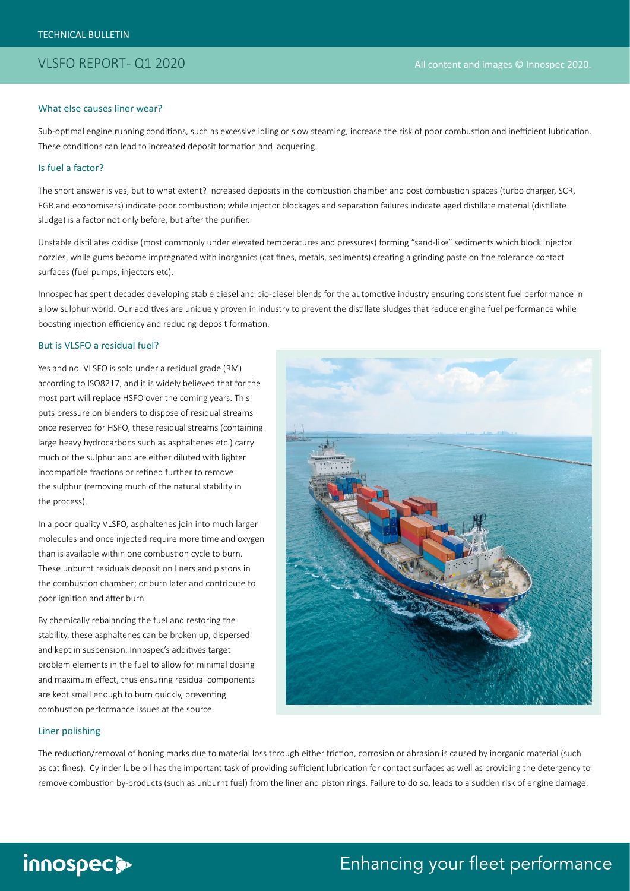## What else causes liner wear?

Sub-optimal engine running conditions, such as excessive idling or slow steaming, increase the risk of poor combustion and inefficient lubrication. These conditions can lead to increased deposit formation and lacquering.

## Is fuel a factor?

The short answer is yes, but to what extent? Increased deposits in the combustion chamber and post combustion spaces (turbo charger, SCR, EGR and economisers) indicate poor combustion; while injector blockages and separation failures indicate aged distillate material (distillate sludge) is a factor not only before, but after the purifier.

Unstable distillates oxidise (most commonly under elevated temperatures and pressures) forming "sand-like" sediments which block injector nozzles, while gums become impregnated with inorganics (cat fines, metals, sediments) creating a grinding paste on fine tolerance contact surfaces (fuel pumps, injectors etc).

Innospec has spent decades developing stable diesel and bio-diesel blends for the automotive industry ensuring consistent fuel performance in a low sulphur world. Our additives are uniquely proven in industry to prevent the distillate sludges that reduce engine fuel performance while boosting injection efficiency and reducing deposit formation.

## But is VLSFO a residual fuel?

Yes and no. VLSFO is sold under a residual grade (RM) according to ISO8217, and it is widely believed that for the most part will replace HSFO over the coming years. This puts pressure on blenders to dispose of residual streams once reserved for HSFO, these residual streams (containing large heavy hydrocarbons such as asphaltenes etc.) carry much of the sulphur and are either diluted with lighter incompatible fractions or refined further to remove the sulphur (removing much of the natural stability in the process).

In a poor quality VLSFO, asphaltenes join into much larger molecules and once injected require more time and oxygen than is available within one combustion cycle to burn. These unburnt residuals deposit on liners and pistons in the combustion chamber; or burn later and contribute to poor ignition and after burn.

By chemically rebalancing the fuel and restoring the stability, these asphaltenes can be broken up, dispersed and kept in suspension. Innospec's additives target problem elements in the fuel to allow for minimal dosing and maximum effect, thus ensuring residual components are kept small enough to burn quickly, preventing combustion performance issues at the source.

## Liner polishing

The reduction/removal of honing marks due to material loss through either friction, corrosion or abrasion is caused by inorganic material (such as cat fines). Cylinder lube oil has the important task of providing sufficient lubrication for contact surfaces as well as providing the detergency to remove combustion by-products (such as unburnt fuel) from the liner and piston rings. Failure to do so, leads to a sudden risk of engine damage.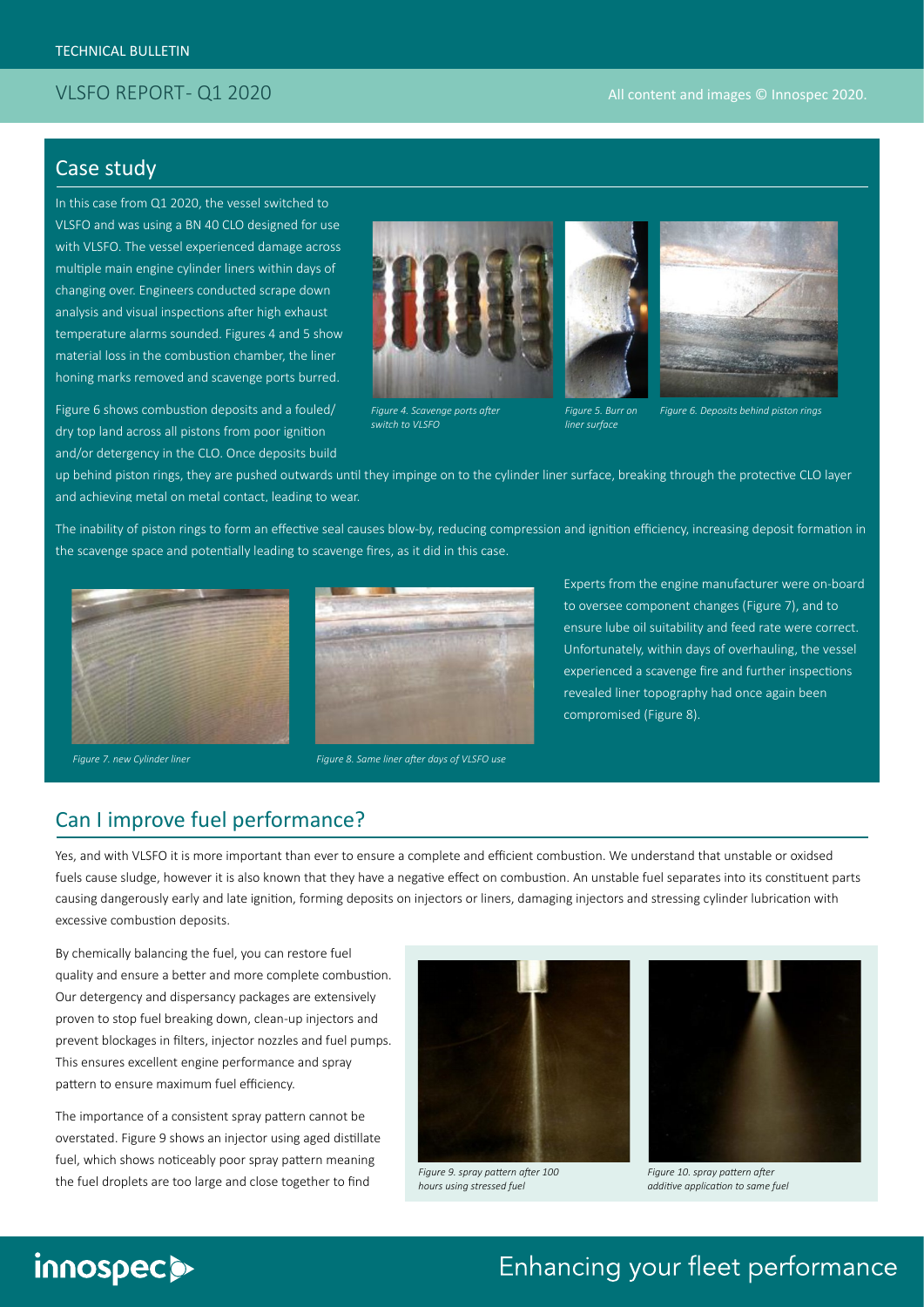## Case study

In this case from Q1 2020, the vessel switched to VLSFO and was using a BN 40 CLO designed for use with VLSFO. The vessel experienced damage across multiple main engine cylinder liners within days of changing over. Engineers conducted scrape down analysis and visual inspections after high exhaust temperature alarms sounded. Figures 4 and 5 show material loss in the combustion chamber, the liner honing marks removed and scavenge ports burred.

Figure 6 shows combustion deposits and a fouled/dry top land across all pistons from poor ignition and/or detergency in the CLO. Once deposits build up behind piston rings, they are pushed outwards until they impinge on to the cylinder liner surface, breaking through the protective CLO layer and achieving metal on metal contact, leading to wear.

*Figure 4. Scavenge ports after switch to VLSFO*

*Figure 5. Burr on liner surface*

*Figure 6. Deposits behind piston rings*

The inability of piston rings to form an effective seal causes blow-by, reducing compression and ignition efficiency, increasing deposit formation in the scavenge space and potentially leading to scavenge fires, as it did in this case.

Experts from the engine manufacturer were on-board to oversee component changes (Figure 7), and to ensure lube oil suitability and feed rate were correct. Unfortunately, within days of overhauling, the vessel experienced a scavenge fire and further inspections revealed liner topography had once again been compromised (Figure 8).

*Figure 7. new Cylinder liner*

*Figure 8. Same liner after days of VLSFO use*

## Can I improve fuel performance?

Yes, and with VLSFO it is more important than ever to ensure a complete and efficient combustion. We understand that unstable or oxidsed fuels cause sludge, however it is also known that they have a negative effect on combustion. An unstable fuel separates into its constituent parts causing dangerously early and late ignition, forming deposits on injectors or liners, damaging injectors and stressing cylinder lubrication with excessive combustion deposits.

By chemically balancing the fuel, you can restore fuel quality and ensure a better and more complete combustion. Our detergency and dispersancy packages are extensively proven to stop fuel breaking down, clean-up injectors and prevent blockages in filters, injector nozzles and fuel pumps. This ensures excellent engine performance and spray pattern to ensure maximum fuel efficiency.

The importance of a consistent spray pattern cannot be overstated. Figure 9 shows an injector using aged distillate fuel, which shows noticeably poor spray pattern meaning the fuel droplets are too large and close together to find

*Figure 9. spray pattern after 100 hours using stressed fuel*

*Figure 10. spray pattern after additive application to same fuel*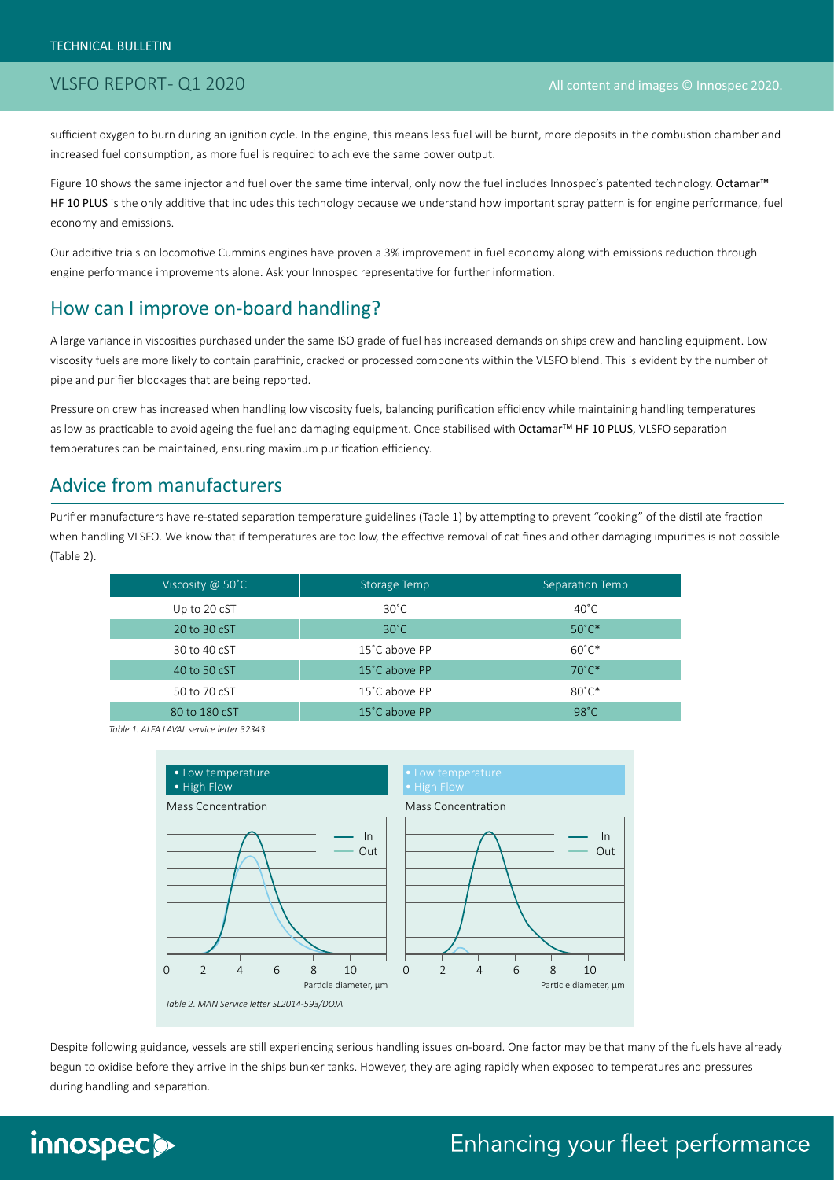sufficient oxygen to burn during an ignition cycle. In the engine, this means less fuel will be burnt, more deposits in the combustion chamber and increased fuel consumption, as more fuel is required to achieve the same power output.

Figure 10 shows the same injector and fuel over the same time interval, only now the fuel includes Innospec's patented technology. Octamar™ HF 10 PLUS is the only additive that includes this technology because we understand how important spray pattern is for engine performance, fuel economy and emissions.

Our additive trials on locomotive Cummins engines have proven a 3% improvement in fuel economy along with emissions reduction through engine performance improvements alone. Ask your Innospec representative for further information.

## How can I improve on-board handling?

A large variance in viscosities purchased under the same ISO grade of fuel has increased demands on ships crew and handling equipment. Low viscosity fuels are more likely to contain paraffinic, cracked or processed components within the VLSFO blend. This is evident by the number of pipe and purifier blockages that are being reported.

Pressure on crew has increased when handling low viscosity fuels, balancing purification efficiency while maintaining handling temperatures as low as practicable to avoid ageing the fuel and damaging equipment. Once stabilised with Octamar™ HF 10 PLUS, VLSFO separation temperatures can be maintained, ensuring maximum purification efficiency.

## Advice from manufacturers

Purifier manufacturers have re-stated separation temperature guidelines (Table 1) by attempting to prevent "cooking" of the distillate fraction when handling VLSFO. We know that if temperatures are too low, the effective removal of cat fines and other damaging impurities is not possible (Table 2).

| Viscosity @ 50˚C | Storage Temp | Separation Temp |
|---|---|---|
| Up to 20 cST | 30˚C | 40˚C |
| 20 to 30 cST | 30˚C | 50˚C* |
| 30 to 40 cST | 15˚C above PP | 60˚C* |
| 40 to 50 cST | 15˚C above PP | 70˚C* |
| 50 to 70 cST | 15˚C above PP | 80˚C* |
| 80 to 180 cST | 15˚C above PP | 98˚C |

*Table 1. ALFA LAVAL service letter 32343*

*Table 2. MAN Service letter SL2014-593/DOJA*

Despite following guidance, vessels are still experiencing serious handling issues on-board. One factor may be that many of the fuels have already begun to oxidise before they arrive in the ships bunker tanks. However, they are aging rapidly when exposed to temperatures and pressures during handling and separation.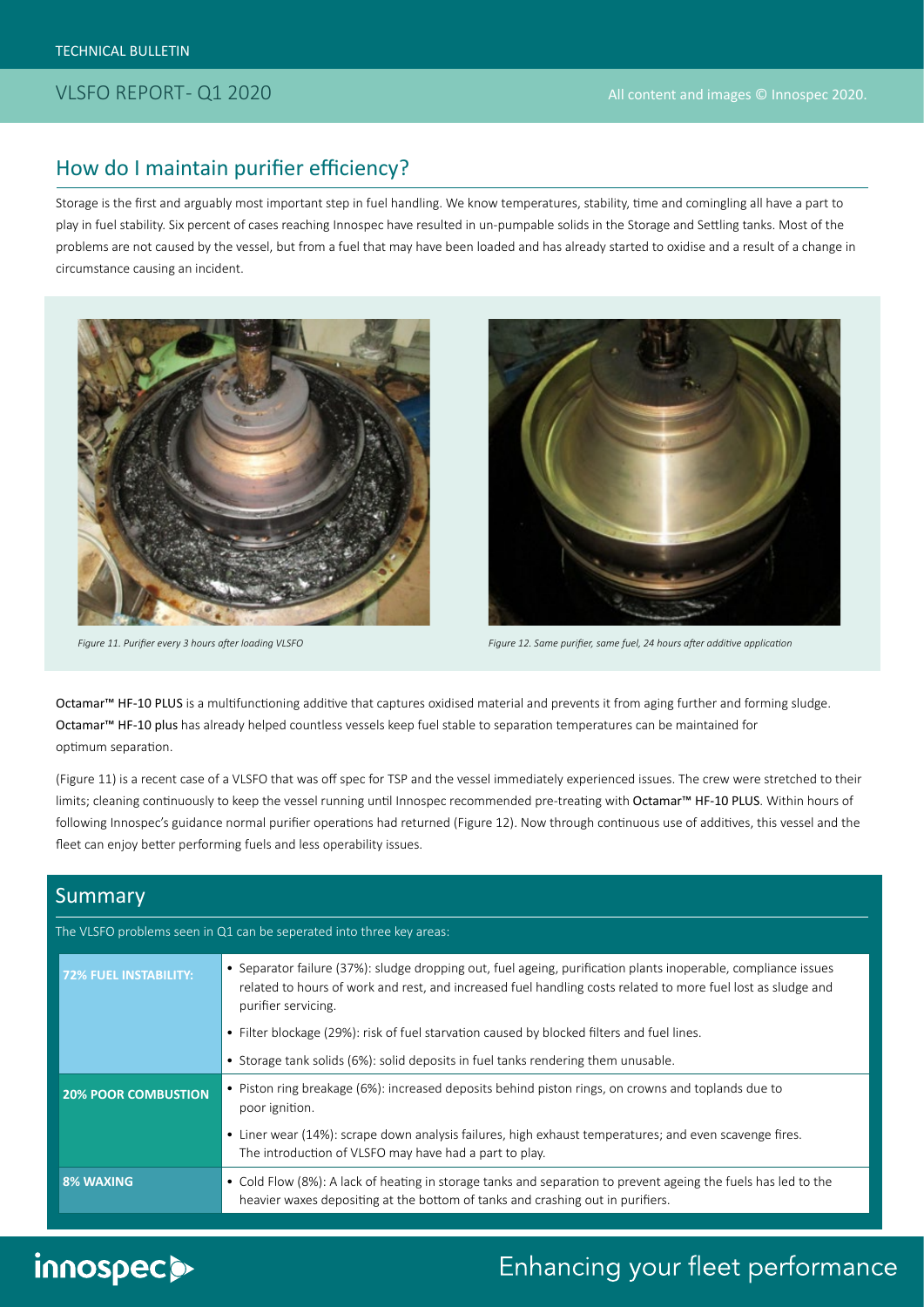## How do I maintain purifier efficiency?

Storage is the first and arguably most important step in fuel handling. We know temperatures, stability, time and comingling all have a part to play in fuel stability. Six percent of cases reaching Innospec have resulted in un-pumpable solids in the Storage and Settling tanks. Most of the problems are not caused by the vessel, but from a fuel that may have been loaded and has already started to oxidise and a result of a change in circumstance causing an incident.

*Figure 11. Purifier every 3 hours after loading VLSFO*

*Figure 12. Same purifier, same fuel, 24 hours after additive application*

Octamar™ HF-10 PLUS is a multifunctioning additive that captures oxidised material and prevents it from aging further and forming sludge. Octamar™ HF-10 plus has already helped countless vessels keep fuel stable to separation temperatures can be maintained for optimum separation.

(Figure 11) is a recent case of a VLSFO that was off spec for TSP and the vessel immediately experienced issues. The crew were stretched to their limits; cleaning continuously to keep the vessel running until Innospec recommended pre-treating with Octamar™ HF-10 PLUS. Within hours of following Innospec's guidance normal purifier operations had returned (Figure 12). Now through continuous use of additives, this vessel and the fleet can enjoy better performing fuels and less operability issues.

## Summary

The VLSFO problems seen in Q1 can be seperated into three key areas:

| | |
|---|---|
| **72% FUEL INSTABILITY:** | • Separator failure (37%): sludge dropping out, fuel ageing, purification plants inoperable, compliance issues related to hours of work and rest, and increased fuel handling costs related to more fuel lost as sludge and purifier servicing.<br>• Filter blockage (29%): risk of fuel starvation caused by blocked filters and fuel lines.<br>• Storage tank solids (6%): solid deposits in fuel tanks rendering them unusable. |
| **20% POOR COMBUSTION** | • Piston ring breakage (6%): increased deposits behind piston rings, on crowns and toplands due to poor ignition.<br>• Liner wear (14%): scrape down analysis failures, high exhaust temperatures; and even scavenge fires. The introduction of VLSFO may have had a part to play. |
| **8% WAXING** | • Cold Flow (8%): A lack of heating in storage tanks and separation to prevent ageing the fuels has led to the heavier waxes depositing at the bottom of tanks and crashing out in purifiers. |

Enhancing your fleet performance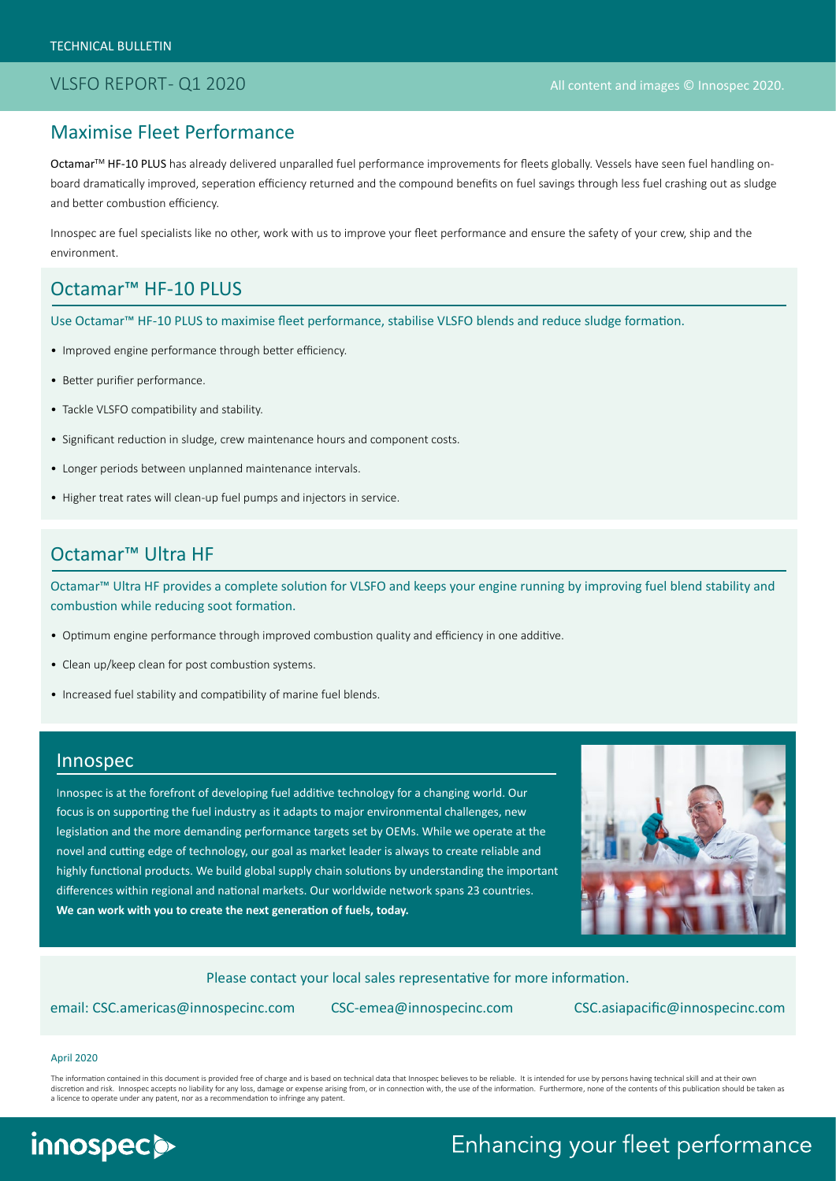## Maximise Fleet Performance

Octamar™ HF-10 PLUS has already delivered unparalled fuel performance improvements for fleets globally. Vessels have seen fuel handling on-board dramatically improved, seperation efficiency returned and the compound benefits on fuel savings through less fuel crashing out as sludge and better combustion efficiency.

Innospec are fuel specialists like no other, work with us to improve your fleet performance and ensure the safety of your crew, ship and the environment.

## Octamar™ HF-10 PLUS

Use Octamar™ HF-10 PLUS to maximise fleet performance, stabilise VLSFO blends and reduce sludge formation.

- Improved engine performance through better efficiency.
- Better purifier performance.
- Tackle VLSFO compatibility and stability.
- Significant reduction in sludge, crew maintenance hours and component costs.
- Longer periods between unplanned maintenance intervals.
- Higher treat rates will clean-up fuel pumps and injectors in service.

## Octamar™ Ultra HF

Octamar™ Ultra HF provides a complete solution for VLSFO and keeps your engine running by improving fuel blend stability and combustion while reducing soot formation.

- Optimum engine performance through improved combustion quality and efficiency in one additive.
- Clean up/keep clean for post combustion systems.
- Increased fuel stability and compatibility of marine fuel blends.

## Innospec

Innospec is at the forefront of developing fuel additive technology for a changing world. Our focus is on supporting the fuel industry as it adapts to major environmental challenges, new legislation and the more demanding performance targets set by OEMs. While we operate at the novel and cutting edge of technology, our goal as market leader is always to create reliable and highly functional products. We build global supply chain solutions by understanding the important differences within regional and national markets. Our worldwide network spans 23 countries. **We can work with you to create the next generation of fuels, today.**

Please contact your local sales representative for more information.

email: CSC.americas@innospecinc.com CSC-emea@innospecinc.com CSC.asiapacific@innospecinc.com

April 2020

The information contained in this document is provided free of charge and is based on technical data that Innospec believes to be reliable. It is intended for use by persons having technical skill and at their own discretion and risk. Innospec accepts no liability for any loss, damage or expense arising from, or in connection with, the use of the information. Furthermore, none of the contents of this publication should be taken as a licence to operate under any patent, nor as a recommendation to infringe any patent.

innospec

Enhancing your fleet performance